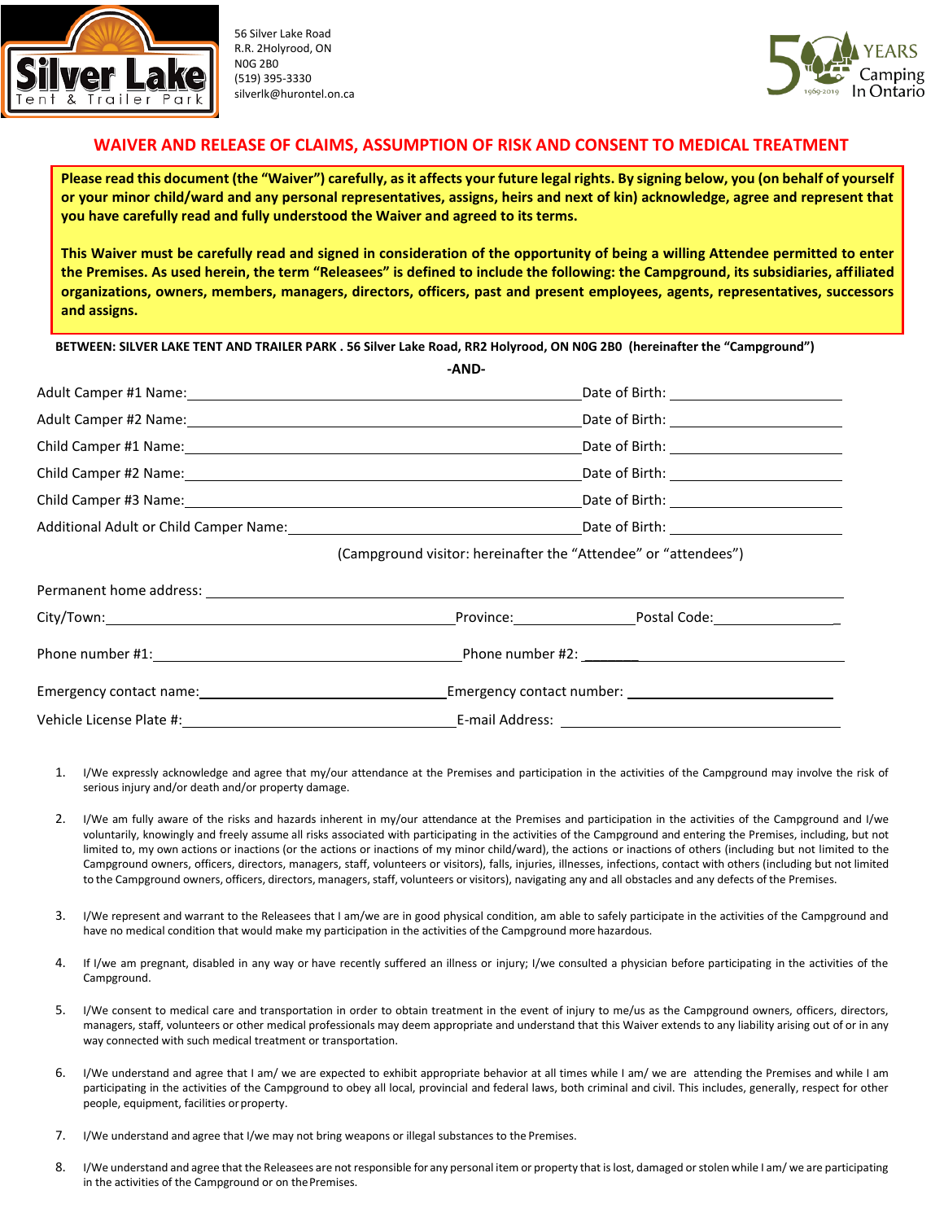Silver Lake Tent & Trailer Park

56 Silver Lake Road
R.R. 2Holyrood, ON
N0G 2B0
(519) 395-3330
silverlk@hurontel.on.ca

50 YEARS Camping In Ontario 1969-2019

## WAIVER AND RELEASE OF CLAIMS, ASSUMPTION OF RISK AND CONSENT TO MEDICAL TREATMENT

**Please read this document (the "Waiver") carefully, as it affects your future legal rights. By signing below, you (on behalf of yourself or your minor child/ward and any personal representatives, assigns, heirs and next of kin) acknowledge, agree and represent that you have carefully read and fully understood the Waiver and agreed to its terms.**

**This Waiver must be carefully read and signed in consideration of the opportunity of being a willing Attendee permitted to enter the Premises. As used herein, the term "Releasees" is defined to include the following: the Campground, its subsidiaries, affiliated organizations, owners, members, managers, directors, officers, past and present employees, agents, representatives, successors and assigns.**

**BETWEEN: SILVER LAKE TENT AND TRAILER PARK . 56 Silver Lake Road, RR2 Holyrood, ON N0G 2B0 (hereinafter the "Campground")**

**-AND-**

Adult Camper #1 Name: ______________________ Date of Birth: ____________

Adult Camper #2 Name: ______________________ Date of Birth: ____________

Child Camper #1 Name: ______________________ Date of Birth: ____________

Child Camper #2 Name: ______________________ Date of Birth: ____________

Child Camper #3 Name: ______________________ Date of Birth: ____________

Additional Adult or Child Camper Name: ______________________ Date of Birth: ____________

(Campground visitor: hereinafter the "Attendee" or "attendees")

Permanent home address: ______________________

City/Town: ______________________ Province: ____________ Postal Code: ____________

Phone number #1: ______________________ Phone number #2: ______________________

Emergency contact name: ______________________ Emergency contact number: ______________________

Vehicle License Plate #: ______________________ E-mail Address: ______________________

1. I/We expressly acknowledge and agree that my/our attendance at the Premises and participation in the activities of the Campground may involve the risk of serious injury and/or death and/or property damage.

2. I/We am fully aware of the risks and hazards inherent in my/our attendance at the Premises and participation in the activities of the Campground and I/we voluntarily, knowingly and freely assume all risks associated with participating in the activities of the Campground and entering the Premises, including, but not limited to, my own actions or inactions (or the actions or inactions of my minor child/ward), the actions or inactions of others (including but not limited to the Campground owners, officers, directors, managers, staff, volunteers or visitors), falls, injuries, illnesses, infections, contact with others (including but not limited to the Campground owners, officers, directors, managers, staff, volunteers or visitors), navigating any and all obstacles and any defects of the Premises.

3. I/We represent and warrant to the Releasees that I am/we are in good physical condition, am able to safely participate in the activities of the Campground and have no medical condition that would make my participation in the activities of the Campground more hazardous.

4. If I/we am pregnant, disabled in any way or have recently suffered an illness or injury; I/we consulted a physician before participating in the activities of the Campground.

5. I/We consent to medical care and transportation in order to obtain treatment in the event of injury to me/us as the Campground owners, officers, directors, managers, staff, volunteers or other medical professionals may deem appropriate and understand that this Waiver extends to any liability arising out of or in any way connected with such medical treatment or transportation.

6. I/We understand and agree that I am/ we are expected to exhibit appropriate behavior at all times while I am/ we are attending the Premises and while I am participating in the activities of the Campground to obey all local, provincial and federal laws, both criminal and civil. This includes, generally, respect for other people, equipment, facilities or property.

7. I/We understand and agree that I/we may not bring weapons or illegal substances to the Premises.

8. I/We understand and agree that the Releasees are not responsible for any personal item or property that is lost, damaged or stolen while I am/ we are participating in the activities of the Campground or on the Premises.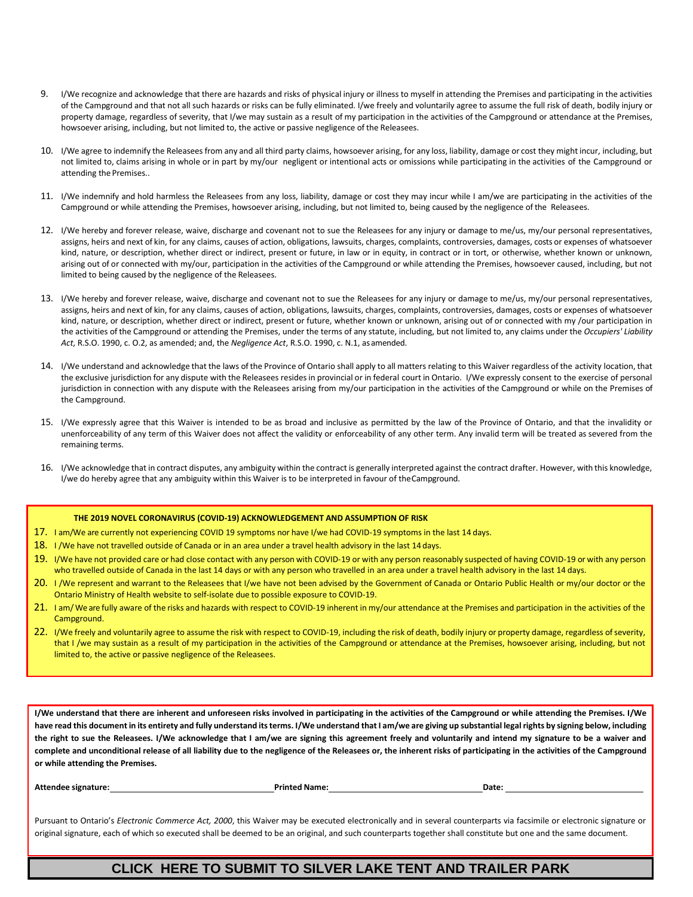9. I/We recognize and acknowledge that there are hazards and risks of physical injury or illness to myself in attending the Premises and participating in the activities of the Campground and that not all such hazards or risks can be fully eliminated. I/we freely and voluntarily agree to assume the full risk of death, bodily injury or property damage, regardless of severity, that I/we may sustain as a result of my participation in the activities of the Campground or attendance at the Premises, howsoever arising, including, but not limited to, the active or passive negligence of the Releasees.

10. I/We agree to indemnify the Releasees from any and all third party claims, howsoever arising, for any loss, liability, damage or cost they might incur, including, but not limited to, claims arising in whole or in part by my/our negligent or intentional acts or omissions while participating in the activities of the Campground or attending the Premises..

11. I/We indemnify and hold harmless the Releasees from any loss, liability, damage or cost they may incur while I am/we are participating in the activities of the Campground or while attending the Premises, howsoever arising, including, but not limited to, being caused by the negligence of the Releasees.

12. I/We hereby and forever release, waive, discharge and covenant not to sue the Releasees for any injury or damage to me/us, my/our personal representatives, assigns, heirs and next of kin, for any claims, causes of action, obligations, lawsuits, charges, complaints, controversies, damages, costs or expenses of whatsoever kind, nature, or description, whether direct or indirect, present or future, in law or in equity, in contract or in tort, or otherwise, whether known or unknown, arising out of or connected with my/our, participation in the activities of the Campground or while attending the Premises, howsoever caused, including, but not limited to being caused by the negligence of the Releasees.

13. I/We hereby and forever release, waive, discharge and covenant not to sue the Releasees for any injury or damage to me/us, my/our personal representatives, assigns, heirs and next of kin, for any claims, causes of action, obligations, lawsuits, charges, complaints, controversies, damages, costs or expenses of whatsoever kind, nature, or description, whether direct or indirect, present or future, whether known or unknown, arising out of or connected with my /our participation in the activities of the Campground or attending the Premises, under the terms of any statute, including, but not limited to, any claims under the *Occupiers' Liability Act*, R.S.O. 1990, c. O.2, as amended; and, the *Negligence Act*, R.S.O. 1990, c. N.1, as amended.

14. I/We understand and acknowledge that the laws of the Province of Ontario shall apply to all matters relating to this Waiver regardless of the activity location, that the exclusive jurisdiction for any dispute with the Releasees resides in provincial or in federal court in Ontario. I/We expressly consent to the exercise of personal jurisdiction in connection with any dispute with the Releasees arising from my/our participation in the activities of the Campground or while on the Premises of the Campground.

15. I/We expressly agree that this Waiver is intended to be as broad and inclusive as permitted by the law of the Province of Ontario, and that the invalidity or unenforceability of any term of this Waiver does not affect the validity or enforceability of any other term. Any invalid term will be treated as severed from the remaining terms.

16. I/We acknowledge that in contract disputes, any ambiguity within the contract is generally interpreted against the contract drafter. However, with this knowledge, I/we do hereby agree that any ambiguity within this Waiver is to be interpreted in favour of the Campground.

**THE 2019 NOVEL CORONAVIRUS (COVID-19) ACKNOWLEDGEMENT AND ASSUMPTION OF RISK**

17. I am/We are currently not experiencing COVID 19 symptoms nor have I/we had COVID-19 symptoms in the last 14 days.
18. I /We have not travelled outside of Canada or in an area under a travel health advisory in the last 14 days.
19. I/We have not provided care or had close contact with any person with COVID-19 or with any person reasonably suspected of having COVID-19 or with any person who travelled outside of Canada in the last 14 days or with any person who travelled in an area under a travel health advisory in the last 14 days.
20. I /We represent and warrant to the Releasees that I/we have not been advised by the Government of Canada or Ontario Public Health or my/our doctor or the Ontario Ministry of Health website to self-isolate due to possible exposure to COVID-19.
21. I am/ We are fully aware of the risks and hazards with respect to COVID-19 inherent in my/our attendance at the Premises and participation in the activities of the Campground.
22. I/We freely and voluntarily agree to assume the risk with respect to COVID-19, including the risk of death, bodily injury or property damage, regardless of severity, that I /we may sustain as a result of my participation in the activities of the Campground or attendance at the Premises, howsoever arising, including, but not limited to, the active or passive negligence of the Releasees.

**I/We understand that there are inherent and unforeseen risks involved in participating in the activities of the Campground or while attending the Premises. I/We have read this document in its entirety and fully understand its terms. I/We understand that I am/we are giving up substantial legal rights by signing below, including the right to sue the Releasees. I/We acknowledge that I am/we are signing this agreement freely and voluntarily and intend my signature to be a waiver and complete and unconditional release of all liability due to the negligence of the Releasees or, the inherent risks of participating in the activities of the Campground or while attending the Premises.**

**Attendee signature:** ______________________ **Printed Name:** ______________________ **Date:** ______________________

Pursuant to Ontario's *Electronic Commerce Act, 2000*, this Waiver may be executed electronically and in several counterparts via facsimile or electronic signature or original signature, each of which so executed shall be deemed to be an original, and such counterparts together shall constitute but one and the same document.

**CLICK HERE TO SUBMIT TO SILVER LAKE TENT AND TRAILER PARK**